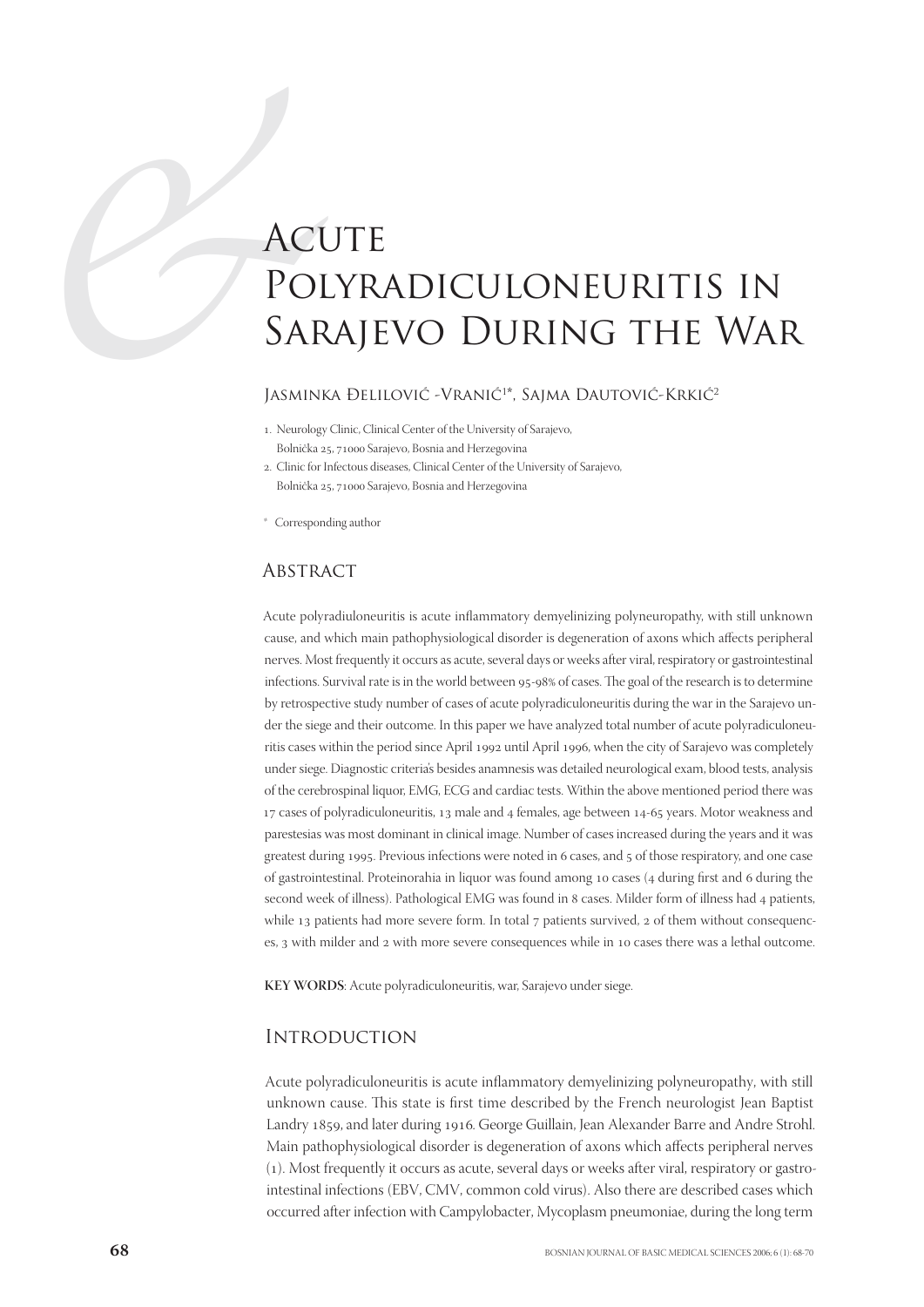# Acute Polyradiculoneuritis in Sarajevo During the War

Jasminka Đelilović -Vranić[1]*, Sajma Dautović-Krkić[2]

1. Neurology Clinic, Clinical Center of the University of Sarajevo, Bolnička 25, 71000 Sarajevo, Bosnia and Herzegovina
2. Clinic for Infectous diseases, Clinical Center of the University of Sarajevo, Bolnička 25, 71000 Sarajevo, Bosnia and Herzegovina

* Corresponding author

## Abstract

Acute polyradiuloneuritis is acute inflammatory demyelinizing polyneuropathy, with still unknown cause, and which main pathophysiological disorder is degeneration of axons which affects peripheral nerves. Most frequently it occurs as acute, several days or weeks after viral, respiratory or gastrointestinal infections. Survival rate is in the world between 95-98% of cases. The goal of the research is to determine by retrospective study number of cases of acute polyradiculoneuritis during the war in the Sarajevo under the siege and their outcome. In this paper we have analyzed total number of acute polyradiculoneuritis cases within the period since April 1992 until April 1996, when the city of Sarajevo was completely under siege. Diagnostic criteria's besides anamnesis was detailed neurological exam, blood tests, analysis of the cerebrospinal liquor, EMG, ECG and cardiac tests. Within the above mentioned period there was 17 cases of polyradiculoneuritis, 13 male and 4 females, age between 14-65 years. Motor weakness and parestesias was most dominant in clinical image. Number of cases increased during the years and it was greatest during 1995. Previous infections were noted in 6 cases, and 5 of those respiratory, and one case of gastrointestinal. Proteinorahia in liquor was found among 10 cases (4 during first and 6 during the second week of illness). Pathological EMG was found in 8 cases. Milder form of illness had 4 patients, while 13 patients had more severe form. In total 7 patients survived, 2 of them without consequences, 3 with milder and 2 with more severe consequences while in 10 cases there was a lethal outcome.

**KEY WORDS**: Acute polyradiculoneuritis, war, Sarajevo under siege.

## Introduction

Acute polyradiculoneuritis is acute inflammatory demyelinizing polyneuropathy, with still unknown cause. This state is first time described by the French neurologist Jean Baptist Landry 1859, and later during 1916. George Guillain, Jean Alexander Barre and Andre Strohl. Main pathophysiological disorder is degeneration of axons which affects peripheral nerves (1). Most frequently it occurs as acute, several days or weeks after viral, respiratory or gastrointestinal infections (EBV, CMV, common cold virus). Also there are described cases which occurred after infection with Campylobacter, Mycoplasm pneumoniae, during the long term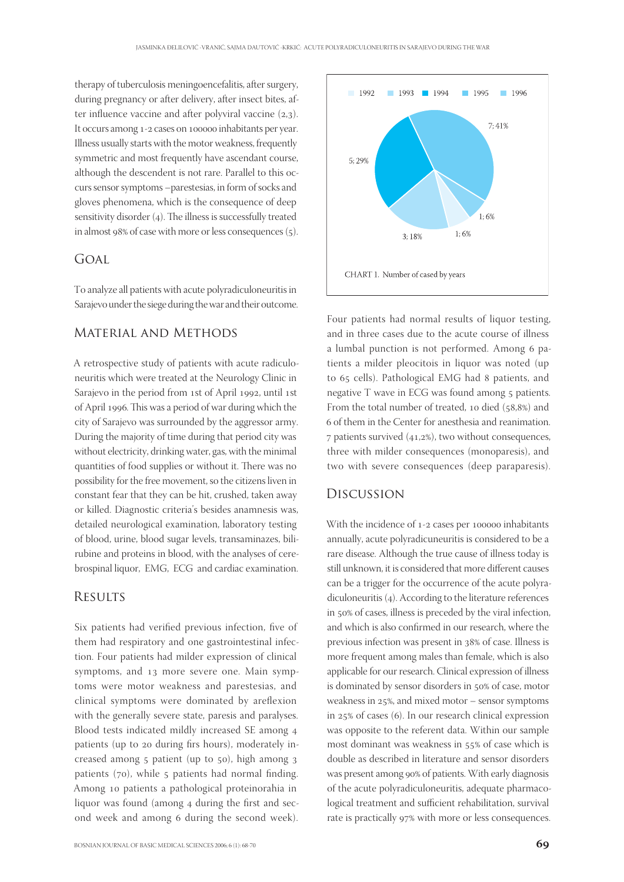therapy of tuberculosis meningoencefalitis, after surgery, during pregnancy or after delivery, after insect bites, after influence vaccine and after polyviral vaccine (2,3). It occurs among 1-2 cases on 100000 inhabitants per year. Illness usually starts with the motor weakness, frequently symmetric and most frequently have ascendant course, although the descendent is not rare. Parallel to this occurs sensor symptoms –parestesias, in form of socks and gloves phenomena, which is the consequence of deep sensitivity disorder (4). The illness is successfully treated in almost 98% of case with more or less consequences (5).

## Goal

To analyze all patients with acute polyradiculoneuritis in Sarajevo under the siege during the war and their outcome.

## Material and Methods

A retrospective study of patients with acute radiculoneuritis which were treated at the Neurology Clinic in Sarajevo in the period from 1st of April 1992, until 1st of April 1996. This was a period of war during which the city of Sarajevo was surrounded by the aggressor army. During the majority of time during that period city was without electricity, drinking water, gas, with the minimal quantities of food supplies or without it. There was no possibility for the free movement, so the citizens liven in constant fear that they can be hit, crushed, taken away or killed. Diagnostic criteria's besides anamnesis was, detailed neurological examination, laboratory testing of blood, urine, blood sugar levels, transaminazes, bilirubine and proteins in blood, with the analyses of cerebrospinal liquor, EMG, ECG and cardiac examination.

## Results

Six patients had verified previous infection, five of them had respiratory and one gastrointestinal infection. Four patients had milder expression of clinical symptoms, and 13 more severe one. Main symptoms were motor weakness and parestesias, and clinical symptoms were dominated by areflexion with the generally severe state, paresis and paralyses. Blood tests indicated mildly increased SE among 4 patients (up to 20 during firs hours), moderately increased among 5 patient (up to 50), high among 3 patients (70), while 5 patients had normal finding. Among 10 patients a pathological proteinorahia in liquor was found (among 4 during the first and second week and among 6 during the second week).

1992 1993 1994 1995 1996

7; 41%
5; 29%
1; 6%
3; 18%
1; 6%

CHART 1. Number of cased by years

Four patients had normal results of liquor testing, and in three cases due to the acute course of illness a lumbal punction is not performed. Among 6 patients a milder pleocitois in liquor was noted (up to 65 cells). Pathological EMG had 8 patients, and negative T wave in ECG was found among 5 patients. From the total number of treated, 10 died (58,8%) and 6 of them in the Center for anesthesia and reanimation. 7 patients survived (41,2%), two without consequences, three with milder consequences (monoparesis), and two with severe consequences (deep paraparesis).

## Discussion

With the incidence of 1-2 cases per 100000 inhabitants annually, acute polyradicuneuritis is considered to be a rare disease. Although the true cause of illness today is still unknown, it is considered that more different causes can be a trigger for the occurrence of the acute polyradiculoneuritis (4). According to the literature references in 50% of cases, illness is preceded by the viral infection, and which is also confirmed in our research, where the previous infection was present in 38% of case. Illness is more frequent among males than female, which is also applicable for our research. Clinical expression of illness is dominated by sensor disorders in 50% of case, motor weakness in 25%, and mixed motor – sensor symptoms in 25% of cases (6). In our research clinical expression was opposite to the referent data. Within our sample most dominant was weakness in 55% of case which is double as described in literature and sensor disorders was present among 90% of patients. With early diagnosis of the acute polyradiculoneuritis, adequate pharmacological treatment and sufficient rehabilitation, survival rate is practically 97% with more or less consequences.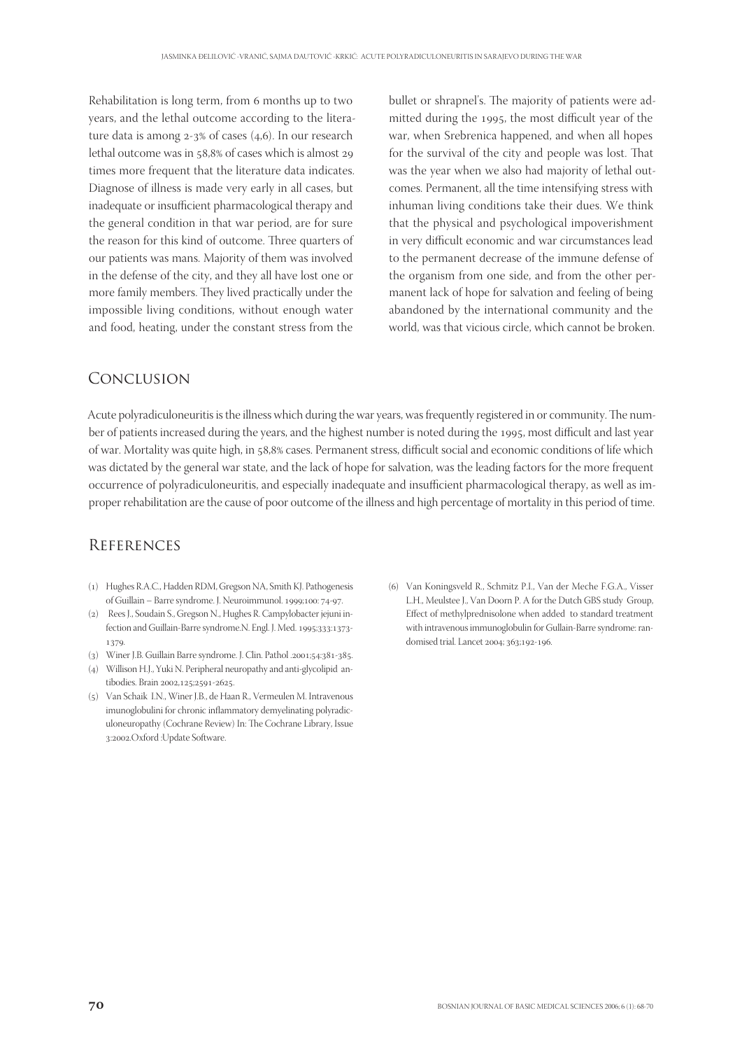Rehabilitation is long term, from 6 months up to two years, and the lethal outcome according to the literature data is among 2-3% of cases (4,6). In our research lethal outcome was in 58,8% of cases which is almost 29 times more frequent that the literature data indicates. Diagnose of illness is made very early in all cases, but inadequate or insufficient pharmacological therapy and the general condition in that war period, are for sure the reason for this kind of outcome. Three quarters of our patients was mans. Majority of them was involved in the defense of the city, and they all have lost one or more family members. They lived practically under the impossible living conditions, without enough water and food, heating, under the constant stress from the bullet or shrapnel's. The majority of patients were admitted during the 1995, the most difficult year of the war, when Srebrenica happened, and when all hopes for the survival of the city and people was lost. That was the year when we also had majority of lethal outcomes. Permanent, all the time intensifying stress with inhuman living conditions take their dues. We think that the physical and psychological impoverishment in very difficult economic and war circumstances lead to the permanent decrease of the immune defense of the organism from one side, and from the other permanent lack of hope for salvation and feeling of being abandoned by the international community and the world, was that vicious circle, which cannot be broken.

## Conclusion

Acute polyradiculoneuritis is the illness which during the war years, was frequently registered in or community. The number of patients increased during the years, and the highest number is noted during the 1995, most difficult and last year of war. Mortality was quite high, in 58,8% cases. Permanent stress, difficult social and economic conditions of life which was dictated by the general war state, and the lack of hope for salvation, was the leading factors for the more frequent occurrence of polyradiculoneuritis, and especially inadequate and insufficient pharmacological therapy, as well as improper rehabilitation are the cause of poor outcome of the illness and high percentage of mortality in this period of time.

## References

(1) Hughes R.A.C., Hadden RDM, Gregson NA, Smith KJ. Pathogenesis of Guillain – Barre syndrome. J. Neuroimmunol. 1999;100: 74-97.

(2) Rees J., Soudain S., Gregson N., Hughes R. Campylobacter jejuni infection and Guillain-Barre syndrome.N. Engl. J. Med. 1995;333:1373-1379.

(3) Winer J.B. Guillain Barre syndrome. J. Clin. Pathol .2001;54:381-385.

(4) Willison H.J., Yuki N. Peripheral neuropathy and anti-glycolipid antibodies. Brain 2002,125;2591-2625.

(5) Van Schaik I.N., Winer J.B., de Haan R., Vermeulen M. Intravenous imunoglobulini for chronic inflammatory demyelinating polyradiculoneuropathy (Cochrane Review) In: The Cochrane Library, Issue 3:2002.Oxford :Update Software.

(6) Van Koningsveld R., Schmitz P.I., Van der Meche F.G.A., Visser L.H., Meulstee J., Van Doorn P. A for the Dutch GBS study Group, Effect of methylprednisolone when added to standard treatment with intravenous immunoglobulin for Gullain-Barre syndrome: randomised trial. Lancet 2004; 363;192-196.